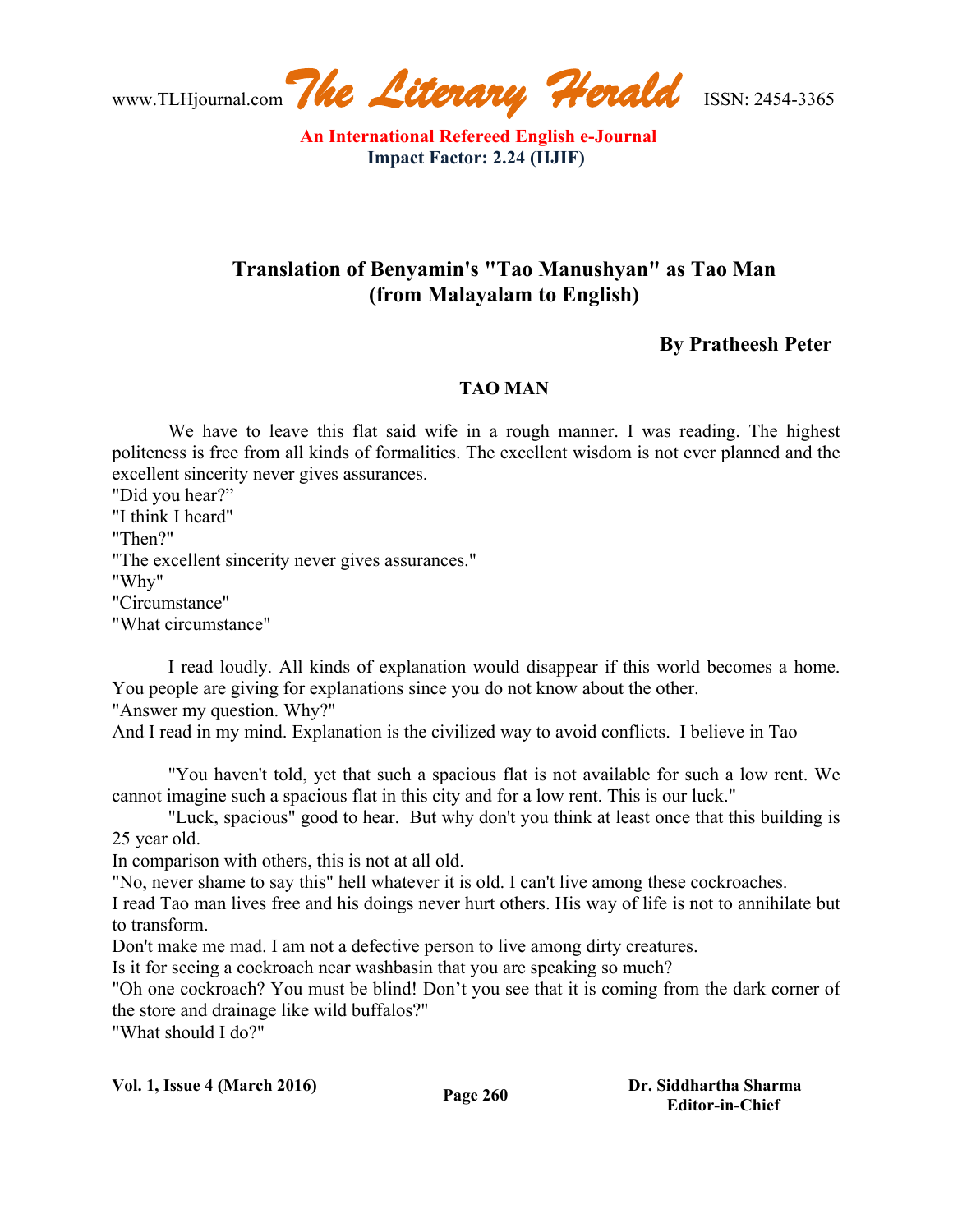## Translation of Benyamin's "Tao Manushyan" as Tao Man (from Malayalam to English)

**By Pratheesh Peter**

**TAO MAN**

We have to leave this flat said wife in a rough manner. I was reading. The highest politeness is free from all kinds of formalities. The excellent wisdom is not ever planned and the excellent sincerity never gives assurances.
"Did you hear?"
"I think I heard"
"Then?"
"The excellent sincerity never gives assurances."
"Why"
"Circumstance"
"What circumstance"

I read loudly. All kinds of explanation would disappear if this world becomes a home. You people are giving for explanations since you do not know about the other.
"Answer my question. Why?"
And I read in my mind. Explanation is the civilized way to avoid conflicts. I believe in Tao

"You haven't told, yet that such a spacious flat is not available for such a low rent. We cannot imagine such a spacious flat in this city and for a low rent. This is our luck."

"Luck, spacious" good to hear. But why don't you think at least once that this building is 25 year old.
In comparison with others, this is not at all old.
"No, never shame to say this" hell whatever it is old. I can't live among these cockroaches.
I read Tao man lives free and his doings never hurt others. His way of life is not to annihilate but to transform.
Don't make me mad. I am not a defective person to live among dirty creatures.
Is it for seeing a cockroach near washbasin that you are speaking so much?
"Oh one cockroach? You must be blind! Don't you see that it is coming from the dark corner of the store and drainage like wild buffalos?"
"What should I do?"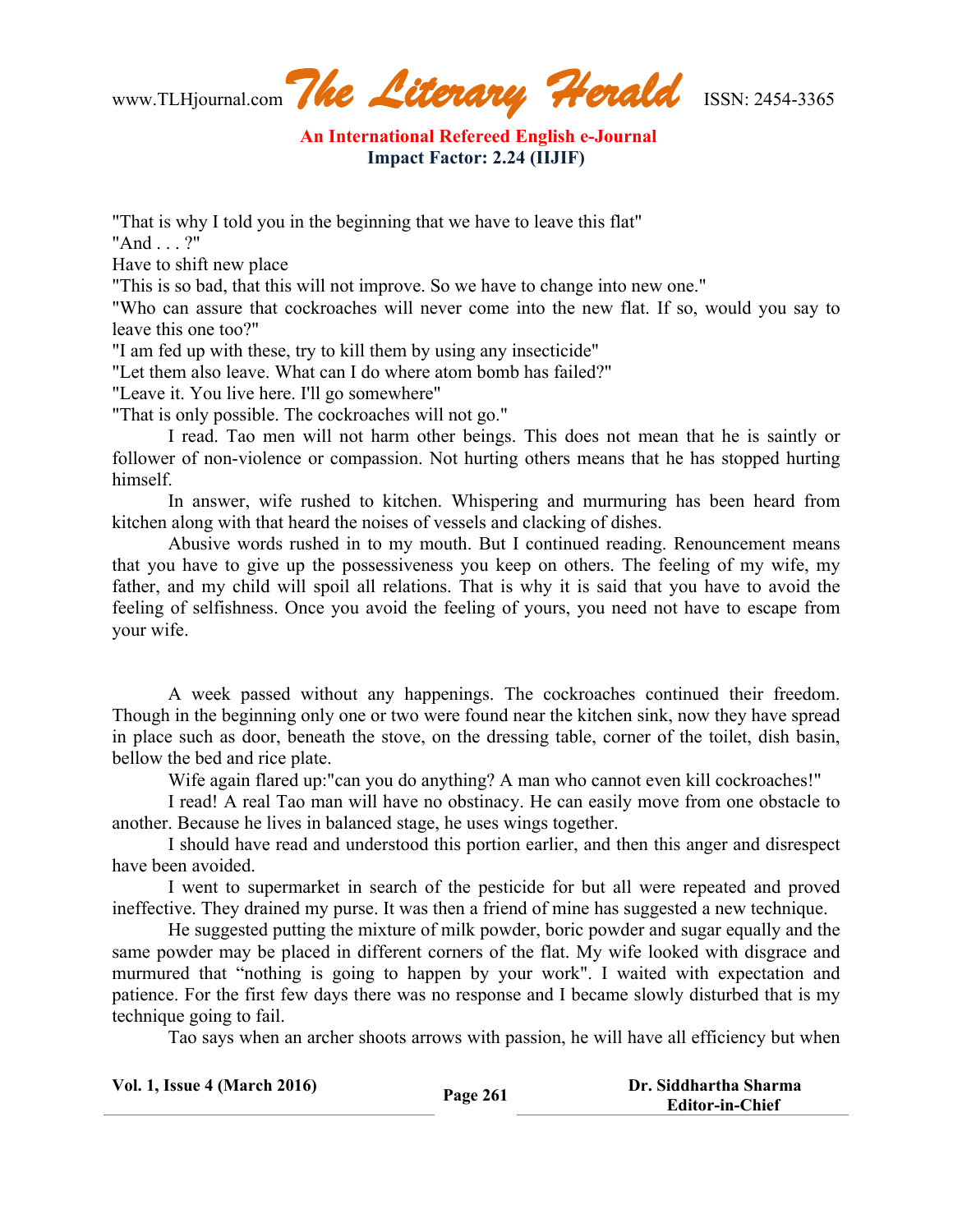"That is why I told you in the beginning that we have to leave this flat"

"And . . . ?"

Have to shift new place

"This is so bad, that this will not improve. So we have to change into new one."

"Who can assure that cockroaches will never come into the new flat. If so, would you say to leave this one too?"

"I am fed up with these, try to kill them by using any insecticide"

"Let them also leave. What can I do where atom bomb has failed?"

"Leave it. You live here. I'll go somewhere"

"That is only possible. The cockroaches will not go."

I read. Tao men will not harm other beings. This does not mean that he is saintly or follower of non-violence or compassion. Not hurting others means that he has stopped hurting himself.

In answer, wife rushed to kitchen. Whispering and murmuring has been heard from kitchen along with that heard the noises of vessels and clacking of dishes.

Abusive words rushed in to my mouth. But I continued reading. Renouncement means that you have to give up the possessiveness you keep on others. The feeling of my wife, my father, and my child will spoil all relations. That is why it is said that you have to avoid the feeling of selfishness. Once you avoid the feeling of yours, you need not have to escape from your wife.

A week passed without any happenings. The cockroaches continued their freedom. Though in the beginning only one or two were found near the kitchen sink, now they have spread in place such as door, beneath the stove, on the dressing table, corner of the toilet, dish basin, bellow the bed and rice plate.

Wife again flared up:"can you do anything? A man who cannot even kill cockroaches!"

I read! A real Tao man will have no obstinacy. He can easily move from one obstacle to another. Because he lives in balanced stage, he uses wings together.

I should have read and understood this portion earlier, and then this anger and disrespect have been avoided.

I went to supermarket in search of the pesticide for but all were repeated and proved ineffective. They drained my purse. It was then a friend of mine has suggested a new technique.

He suggested putting the mixture of milk powder, boric powder and sugar equally and the same powder may be placed in different corners of the flat. My wife looked with disgrace and murmured that "nothing is going to happen by your work". I waited with expectation and patience. For the first few days there was no response and I became slowly disturbed that is my technique going to fail.

Tao says when an archer shoots arrows with passion, he will have all efficiency but when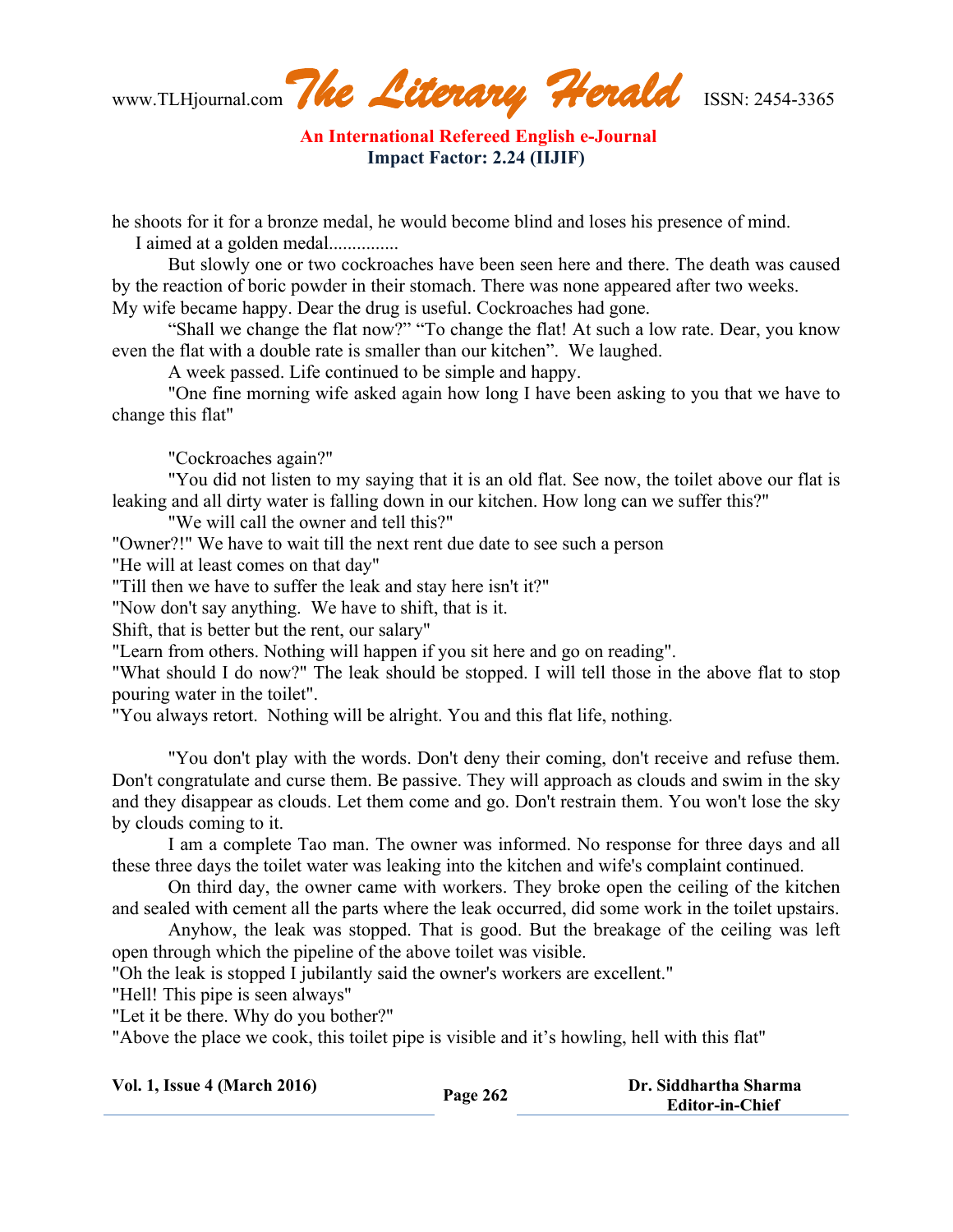he shoots for it for a bronze medal, he would become blind and loses his presence of mind.

I aimed at a golden medal...............

But slowly one or two cockroaches have been seen here and there. The death was caused by the reaction of boric powder in their stomach. There was none appeared after two weeks. My wife became happy. Dear the drug is useful. Cockroaches had gone.

“Shall we change the flat now?” “To change the flat! At such a low rate. Dear, you know even the flat with a double rate is smaller than our kitchen”. We laughed.

A week passed. Life continued to be simple and happy.

"One fine morning wife asked again how long I have been asking to you that we have to change this flat"

"Cockroaches again?"

"You did not listen to my saying that it is an old flat. See now, the toilet above our flat is leaking and all dirty water is falling down in our kitchen. How long can we suffer this?"

"We will call the owner and tell this?"

"Owner?!" We have to wait till the next rent due date to see such a person

"He will at least comes on that day"

"Till then we have to suffer the leak and stay here isn't it?"

"Now don't say anything. We have to shift, that is it.

Shift, that is better but the rent, our salary"

"Learn from others. Nothing will happen if you sit here and go on reading".

"What should I do now?" The leak should be stopped. I will tell those in the above flat to stop pouring water in the toilet".

"You always retort. Nothing will be alright. You and this flat life, nothing.

"You don't play with the words. Don't deny their coming, don't receive and refuse them. Don't congratulate and curse them. Be passive. They will approach as clouds and swim in the sky and they disappear as clouds. Let them come and go. Don't restrain them. You won't lose the sky by clouds coming to it.

I am a complete Tao man. The owner was informed. No response for three days and all these three days the toilet water was leaking into the kitchen and wife's complaint continued.

On third day, the owner came with workers. They broke open the ceiling of the kitchen and sealed with cement all the parts where the leak occurred, did some work in the toilet upstairs.

Anyhow, the leak was stopped. That is good. But the breakage of the ceiling was left open through which the pipeline of the above toilet was visible.

"Oh the leak is stopped I jubilantly said the owner's workers are excellent."

"Hell! This pipe is seen always"

"Let it be there. Why do you bother?"

"Above the place we cook, this toilet pipe is visible and it’s howling, hell with this flat"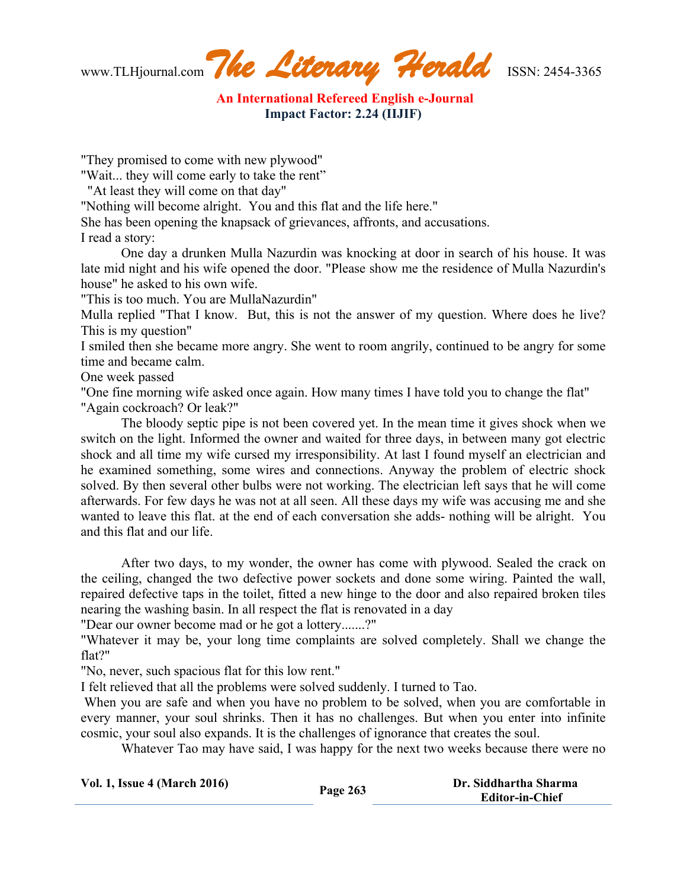"They promised to come with new plywood"

"Wait... they will come early to take the rent"

"At least they will come on that day"

"Nothing will become alright. You and this flat and the life here."

She has been opening the knapsack of grievances, affronts, and accusations.

I read a story:

One day a drunken Mulla Nazurdin was knocking at door in search of his house. It was late mid night and his wife opened the door. "Please show me the residence of Mulla Nazurdin's house" he asked to his own wife.

"This is too much. You are MullaNazurdin"

Mulla replied "That I know. But, this is not the answer of my question. Where does he live? This is my question"

I smiled then she became more angry. She went to room angrily, continued to be angry for some time and became calm.

One week passed

"One fine morning wife asked once again. How many times I have told you to change the flat"

"Again cockroach? Or leak?"

The bloody septic pipe is not been covered yet. In the mean time it gives shock when we switch on the light. Informed the owner and waited for three days, in between many got electric shock and all time my wife cursed my irresponsibility. At last I found myself an electrician and he examined something, some wires and connections. Anyway the problem of electric shock solved. By then several other bulbs were not working. The electrician left says that he will come afterwards. For few days he was not at all seen. All these days my wife was accusing me and she wanted to leave this flat. at the end of each conversation she adds- nothing will be alright. You and this flat and our life.

After two days, to my wonder, the owner has come with plywood. Sealed the crack on the ceiling, changed the two defective power sockets and done some wiring. Painted the wall, repaired defective taps in the toilet, fitted a new hinge to the door and also repaired broken tiles nearing the washing basin. In all respect the flat is renovated in a day

"Dear our owner become mad or he got a lottery.......?"

"Whatever it may be, your long time complaints are solved completely. Shall we change the flat?"

"No, never, such spacious flat for this low rent."

I felt relieved that all the problems were solved suddenly. I turned to Tao.

When you are safe and when you have no problem to be solved, when you are comfortable in every manner, your soul shrinks. Then it has no challenges. But when you enter into infinite cosmic, your soul also expands. It is the challenges of ignorance that creates the soul.

Whatever Tao may have said, I was happy for the next two weeks because there were no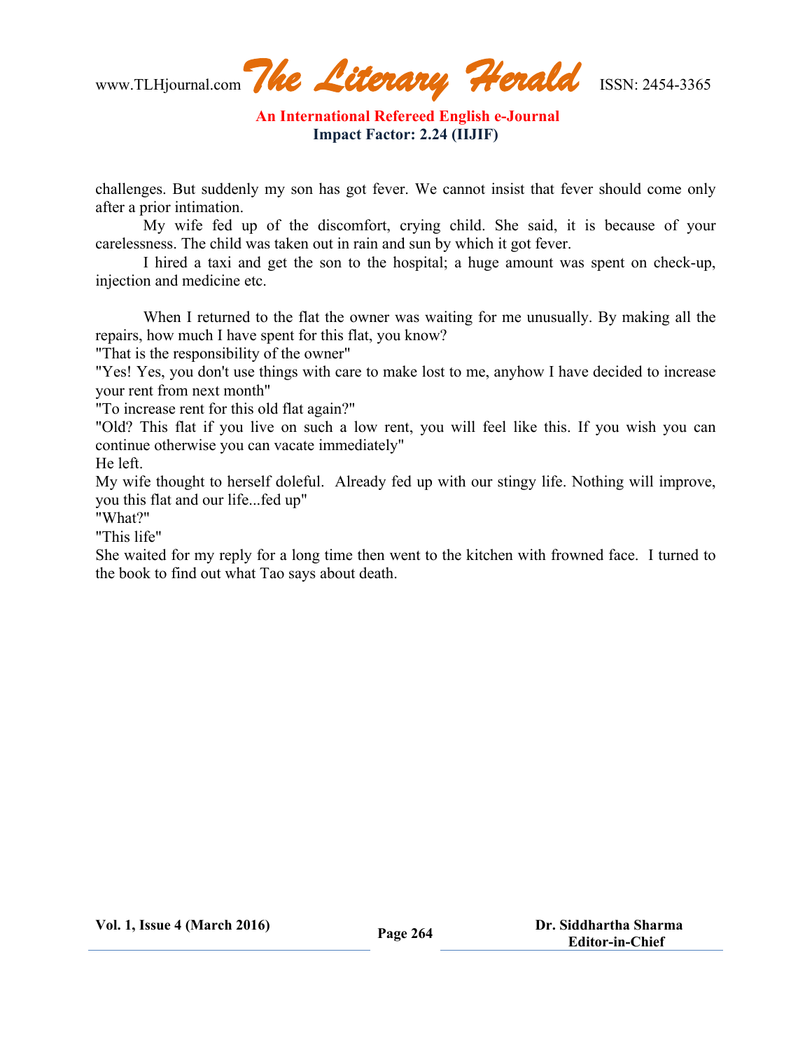challenges. But suddenly my son has got fever. We cannot insist that fever should come only after a prior intimation.

My wife fed up of the discomfort, crying child. She said, it is because of your carelessness. The child was taken out in rain and sun by which it got fever.

I hired a taxi and get the son to the hospital; a huge amount was spent on check-up, injection and medicine etc.

When I returned to the flat the owner was waiting for me unusually. By making all the repairs, how much I have spent for this flat, you know?

"That is the responsibility of the owner"

"Yes! Yes, you don't use things with care to make lost to me, anyhow I have decided to increase your rent from next month"

"To increase rent for this old flat again?"

"Old? This flat if you live on such a low rent, you will feel like this. If you wish you can continue otherwise you can vacate immediately"

He left.

My wife thought to herself doleful. Already fed up with our stingy life. Nothing will improve, you this flat and our life...fed up"

"What?"

"This life"

She waited for my reply for a long time then went to the kitchen with frowned face. I turned to the book to find out what Tao says about death.